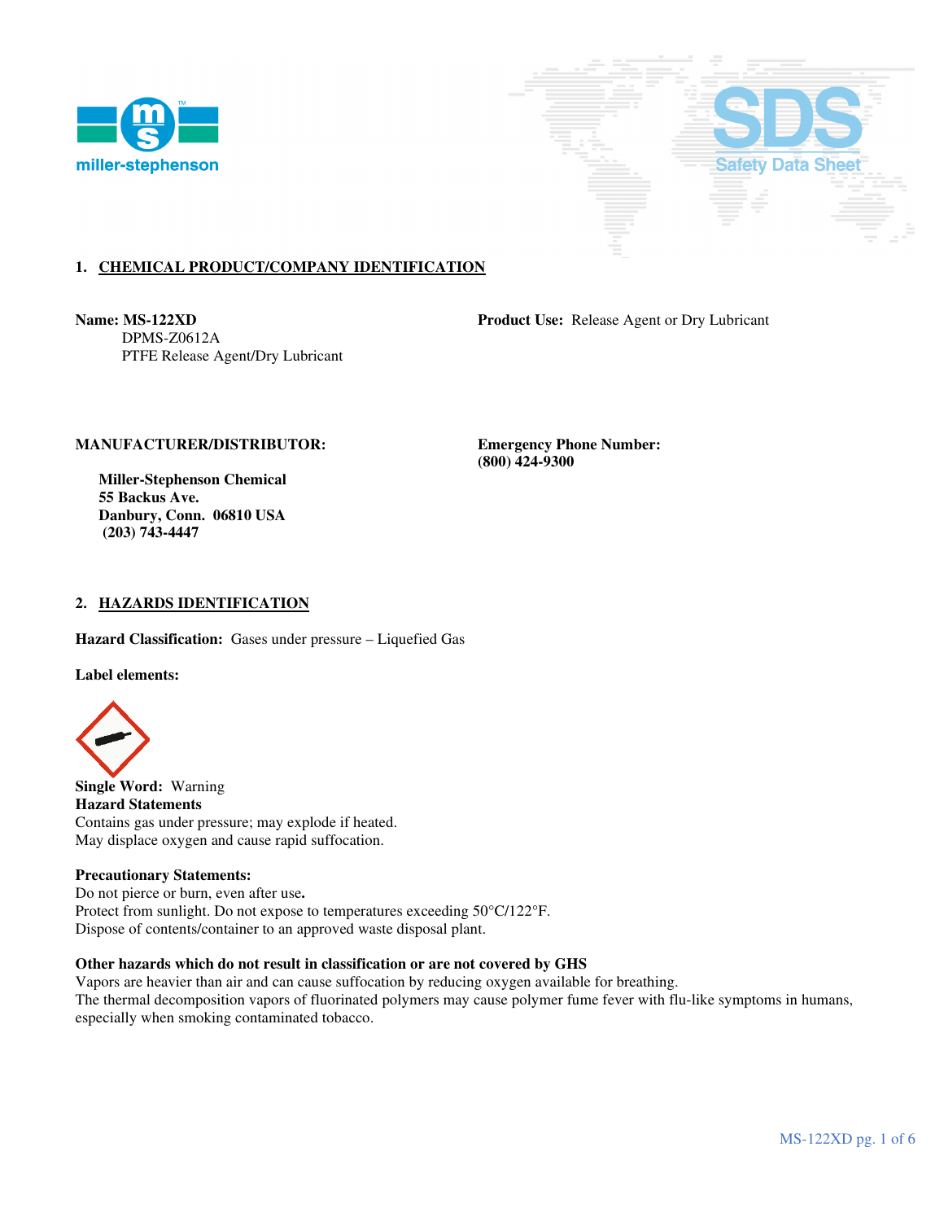## 1. CHEMICAL PRODUCT/COMPANY IDENTIFICATION

**Name: MS-122XD**
DPMS-Z0612A
PTFE Release Agent/Dry Lubricant

**Product Use:** Release Agent or Dry Lubricant

**MANUFACTURER/DISTRIBUTOR:**

**Miller-Stephenson Chemical**
**55 Backus Ave.**
**Danbury, Conn. 06810 USA**
**(203) 743-4447**

**Emergency Phone Number:**
**(800) 424-9300**

## 2. HAZARDS IDENTIFICATION

**Hazard Classification:** Gases under pressure – Liquefied Gas

**Label elements:**

**Single Word:** Warning
**Hazard Statements**
Contains gas under pressure; may explode if heated.
May displace oxygen and cause rapid suffocation.

**Precautionary Statements:**
Do not pierce or burn, even after use**.**
Protect from sunlight. Do not expose to temperatures exceeding 50°C/122°F.
Dispose of contents/container to an approved waste disposal plant.

**Other hazards which do not result in classification or are not covered by GHS**
Vapors are heavier than air and can cause suffocation by reducing oxygen available for breathing.
The thermal decomposition vapors of fluorinated polymers may cause polymer fume fever with flu-like symptoms in humans, especially when smoking contaminated tobacco.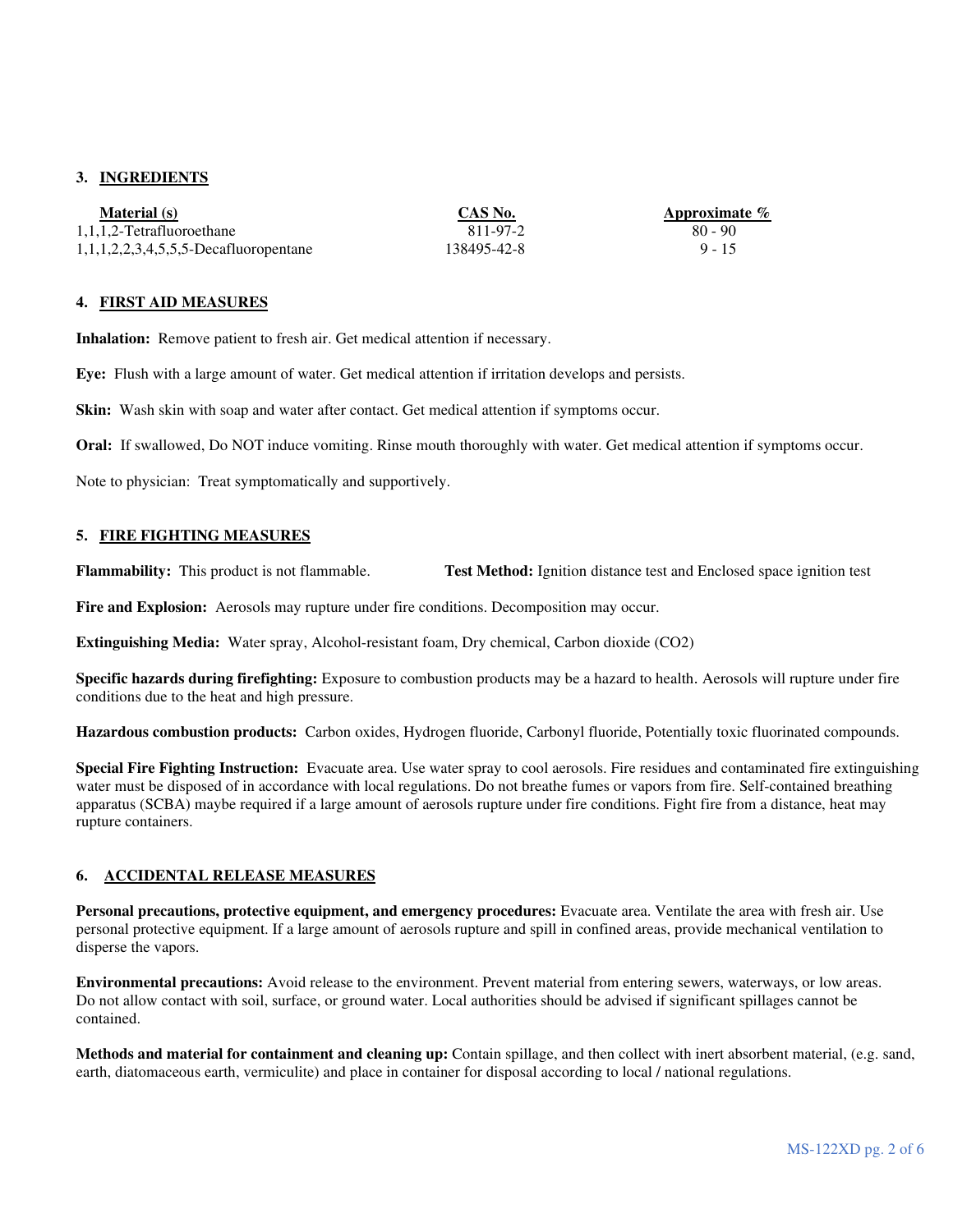## 3. INGREDIENTS

| Material (s) | CAS No. | Approximate % |
|---|---|---|
| 1,1,1,2-Tetrafluoroethane | 811-97-2 | 80 - 90 |
| 1,1,1,2,2,3,4,5,5,5-Decafluoropentane | 138495-42-8 | 9 - 15 |

## 4. FIRST AID MEASURES

**Inhalation:** Remove patient to fresh air. Get medical attention if necessary.

**Eye:** Flush with a large amount of water. Get medical attention if irritation develops and persists.

**Skin:** Wash skin with soap and water after contact. Get medical attention if symptoms occur.

**Oral:** If swallowed, Do NOT induce vomiting. Rinse mouth thoroughly with water. Get medical attention if symptoms occur.

Note to physician: Treat symptomatically and supportively.

## 5. FIRE FIGHTING MEASURES

**Flammability:** This product is not flammable. **Test Method:** Ignition distance test and Enclosed space ignition test

**Fire and Explosion:** Aerosols may rupture under fire conditions. Decomposition may occur.

**Extinguishing Media:** Water spray, Alcohol-resistant foam, Dry chemical, Carbon dioxide ($CO_2$)

**Specific hazards during firefighting:** Exposure to combustion products may be a hazard to health. Aerosols will rupture under fire conditions due to the heat and high pressure.

**Hazardous combustion products:** Carbon oxides, Hydrogen fluoride, Carbonyl fluoride, Potentially toxic fluorinated compounds.

**Special Fire Fighting Instruction:** Evacuate area. Use water spray to cool aerosols. Fire residues and contaminated fire extinguishing water must be disposed of in accordance with local regulations. Do not breathe fumes or vapors from fire. Self-contained breathing apparatus (SCBA) maybe required if a large amount of aerosols rupture under fire conditions. Fight fire from a distance, heat may rupture containers.

## 6. ACCIDENTAL RELEASE MEASURES

**Personal precautions, protective equipment, and emergency procedures:** Evacuate area. Ventilate the area with fresh air. Use personal protective equipment. If a large amount of aerosols rupture and spill in confined areas, provide mechanical ventilation to disperse the vapors.

**Environmental precautions:** Avoid release to the environment. Prevent material from entering sewers, waterways, or low areas. Do not allow contact with soil, surface, or ground water. Local authorities should be advised if significant spillages cannot be contained.

**Methods and material for containment and cleaning up:** Contain spillage, and then collect with inert absorbent material, (e.g. sand, earth, diatomaceous earth, vermiculite) and place in container for disposal according to local / national regulations.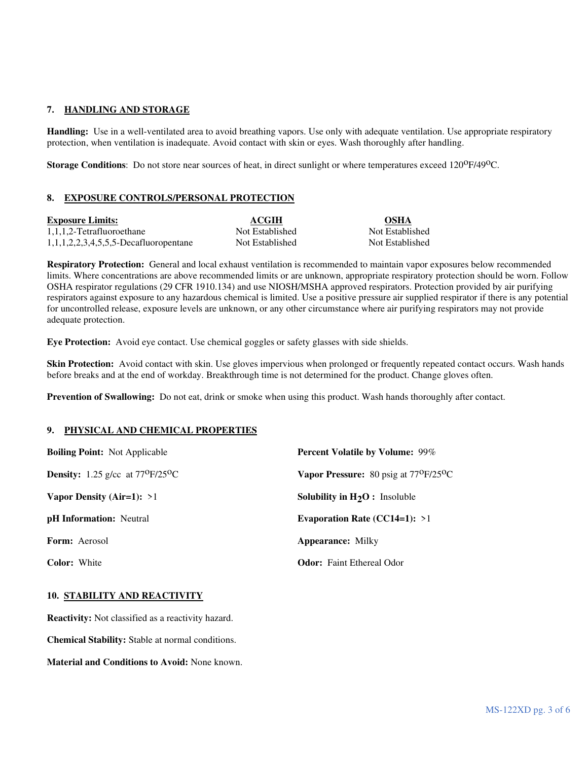## 7. HANDLING AND STORAGE

**Handling:** Use in a well-ventilated area to avoid breathing vapors. Use only with adequate ventilation. Use appropriate respiratory protection, when ventilation is inadequate. Avoid contact with skin or eyes. Wash thoroughly after handling.

**Storage Conditions**: Do not store near sources of heat, in direct sunlight or where temperatures exceed 120$^{O}$F/49$^{O}$C.

## 8. EXPOSURE CONTROLS/PERSONAL PROTECTION

| Exposure Limits: | ACGIH | OSHA |
|---|---|---|
| 1,1,1,2-Tetrafluoroethane | Not Established | Not Established |
| 1,1,1,2,2,3,4,5,5,5-Decafluoropentane | Not Established | Not Established |

**Respiratory Protection:** General and local exhaust ventilation is recommended to maintain vapor exposures below recommended limits. Where concentrations are above recommended limits or are unknown, appropriate respiratory protection should be worn. Follow OSHA respirator regulations (29 CFR 1910.134) and use NIOSH/MSHA approved respirators. Protection provided by air purifying respirators against exposure to any hazardous chemical is limited. Use a positive pressure air supplied respirator if there is any potential for uncontrolled release, exposure levels are unknown, or any other circumstance where air purifying respirators may not provide adequate protection.

**Eye Protection:** Avoid eye contact. Use chemical goggles or safety glasses with side shields.

**Skin Protection:** Avoid contact with skin. Use gloves impervious when prolonged or frequently repeated contact occurs. Wash hands before breaks and at the end of workday. Breakthrough time is not determined for the product. Change gloves often.

**Prevention of Swallowing:** Do not eat, drink or smoke when using this product. Wash hands thoroughly after contact.

## 9. PHYSICAL AND CHEMICAL PROPERTIES

**Boiling Point:** Not Applicable

**Density:** 1.25 g/cc at 77$^{O}$F/25$^{O}$C

**Vapor Density (Air=1):** >1

**pH Information:** Neutral

**Form:** Aerosol

**Color:** White

**Percent Volatile by Volume:** 99%

**Vapor Pressure:** 80 psig at 77$^{O}$F/25$^{O}$C

**Solubility in $H_2O$ :** Insoluble

**Evaporation Rate (CC14=1):** >1

**Appearance:** Milky

**Odor:** Faint Ethereal Odor

## 10. STABILITY AND REACTIVITY

**Reactivity:** Not classified as a reactivity hazard.

**Chemical Stability:** Stable at normal conditions.

**Material and Conditions to Avoid:** None known.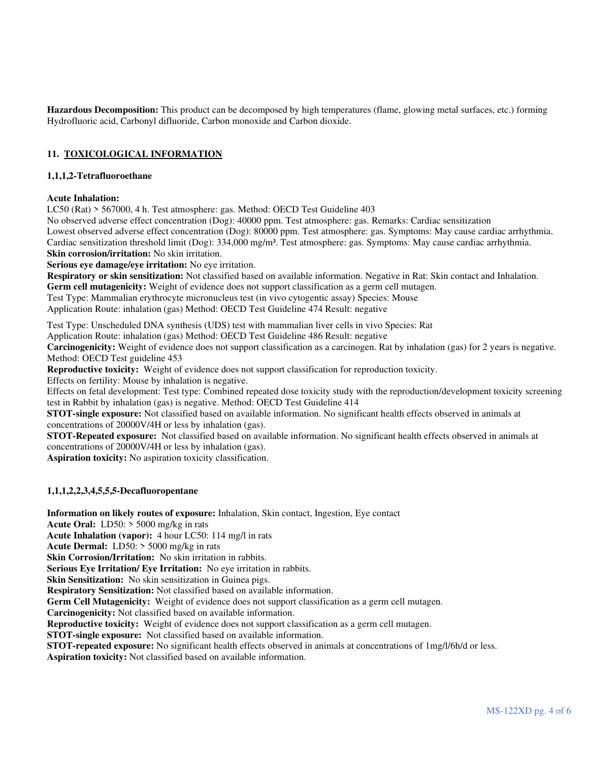**Hazardous Decomposition:** This product can be decomposed by high temperatures (flame, glowing metal surfaces, etc.) forming Hydrofluoric acid, Carbonyl difluoride, Carbon monoxide and Carbon dioxide.

## 11. TOXICOLOGICAL INFORMATION

### 1,1,1,2-Tetrafluoroethane

**Acute Inhalation:**
LC50 (Rat) > 567000, 4 h. Test atmosphere: gas. Method: OECD Test Guideline 403
No observed adverse effect concentration (Dog): 40000 ppm. Test atmosphere: gas. Remarks: Cardiac sensitization
Lowest observed adverse effect concentration (Dog): 80000 ppm. Test atmosphere: gas. Symptoms: May cause cardiac arrhythmia.
Cardiac sensitization threshold limit (Dog): 334,000 mg/m³. Test atmosphere: gas. Symptoms: May cause cardiac arrhythmia.
**Skin corrosion/irritation:** No skin irritation.
**Serious eye damage/eye irritation:** No eye irritation.
**Respiratory or skin sensitization:** Not classified based on available information. Negative in Rat: Skin contact and Inhalation.
**Germ cell mutagenicity:** Weight of evidence does not support classification as a germ cell mutagen.
Test Type: Mammalian erythrocyte micronucleus test (in vivo cytogentic assay) Species: Mouse
Application Route: inhalation (gas) Method: OECD Test Guideline 474 Result: negative

Test Type: Unscheduled DNA synthesis (UDS) test with mammalian liver cells in vivo Species: Rat
Application Route: inhalation (gas) Method: OECD Test Guideline 486 Result: negative
**Carcinogenicity:** Weight of evidence does not support classification as a carcinogen. Rat by inhalation (gas) for 2 years is negative. Method: OECD Test guideline 453
**Reproductive toxicity:** Weight of evidence does not support classification for reproduction toxicity.
Effects on fertility: Mouse by inhalation is negative.
Effects on fetal development: Test type: Combined repeated dose toxicity study with the reproduction/development toxicity screening test in Rabbit by inhalation (gas) is negative. Method: OECD Test Guideline 414
**STOT-single exposure:** Not classified based on available information. No significant health effects observed in animals at concentrations of 20000V/4H or less by inhalation (gas).
**STOT-Repeated exposure:** Not classified based on available information. No significant health effects observed in animals at concentrations of 20000V/4H or less by inhalation (gas).
**Aspiration toxicity:** No aspiration toxicity classification.

### 1,1,1,2,2,3,4,5,5,5-Decafluoropentane

**Information on likely routes of exposure:** Inhalation, Skin contact, Ingestion, Eye contact
**Acute Oral:** LD50: > 5000 mg/kg in rats
**Acute Inhalation (vapor):** 4 hour LC50: 114 mg/l in rats
**Acute Dermal:** LD50: > 5000 mg/kg in rats
**Skin Corrosion/Irritation:** No skin irritation in rabbits.
**Serious Eye Irritation/ Eye Irritation:** No eye irritation in rabbits.
**Skin Sensitization:** No skin sensitization in Guinea pigs.
**Respiratory Sensitization:** Not classified based on available information.
**Germ Cell Mutagenicity:** Weight of evidence does not support classification as a germ cell mutagen.
**Carcinogenicity:** Not classified based on available information.
**Reproductive toxicity:** Weight of evidence does not support classification as a germ cell mutagen.
**STOT-single exposure:** Not classified based on available information.
**STOT-repeated exposure:** No significant health effects observed in animals at concentrations of 1mg/l/6h/d or less.
**Aspiration toxicity:** Not classified based on available information.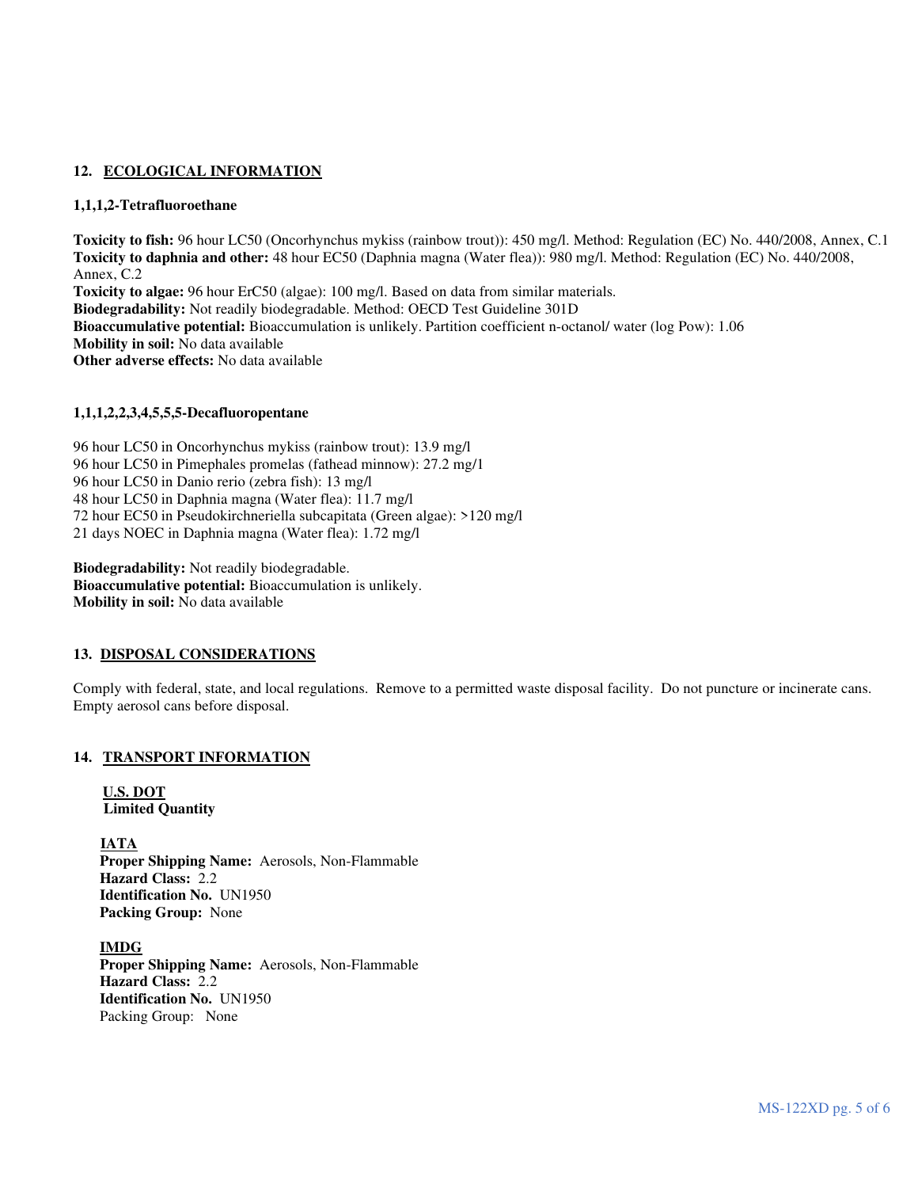## 12. ECOLOGICAL INFORMATION

### 1,1,1,2-Tetrafluoroethane

**Toxicity to fish:** 96 hour LC50 (Oncorhynchus mykiss (rainbow trout)): 450 mg/l. Method: Regulation (EC) No. 440/2008, Annex, C.1
**Toxicity to daphnia and other:** 48 hour EC50 (Daphnia magna (Water flea)): 980 mg/l. Method: Regulation (EC) No. 440/2008, Annex, C.2
**Toxicity to algae:** 96 hour ErC50 (algae): 100 mg/l. Based on data from similar materials.
**Biodegradability:** Not readily biodegradable. Method: OECD Test Guideline 301D
**Bioaccumulative potential:** Bioaccumulation is unlikely. Partition coefficient n-octanol/ water (log Pow): 1.06
**Mobility in soil:** No data available
**Other adverse effects:** No data available

### 1,1,1,2,2,3,4,5,5,5-Decafluoropentane

96 hour LC50 in Oncorhynchus mykiss (rainbow trout): 13.9 mg/l
96 hour LC50 in Pimephales promelas (fathead minnow): 27.2 mg/1
96 hour LC50 in Danio rerio (zebra fish): 13 mg/l
48 hour LC50 in Daphnia magna (Water flea): 11.7 mg/l
72 hour EC50 in Pseudokirchneriella subcapitata (Green algae): >120 mg/l
21 days NOEC in Daphnia magna (Water flea): 1.72 mg/l

**Biodegradability:** Not readily biodegradable.
**Bioaccumulative potential:** Bioaccumulation is unlikely.
**Mobility in soil:** No data available

## 13. DISPOSAL CONSIDERATIONS

Comply with federal, state, and local regulations. Remove to a permitted waste disposal facility. Do not puncture or incinerate cans. Empty aerosol cans before disposal.

## 14. TRANSPORT INFORMATION

**U.S. DOT**
**Limited Quantity**

**IATA**
**Proper Shipping Name:** Aerosols, Non-Flammable
**Hazard Class:** 2.2
**Identification No.** UN1950
**Packing Group:** None

**IMDG**
**Proper Shipping Name:** Aerosols, Non-Flammable
**Hazard Class:** 2.2
**Identification No.** UN1950
Packing Group: None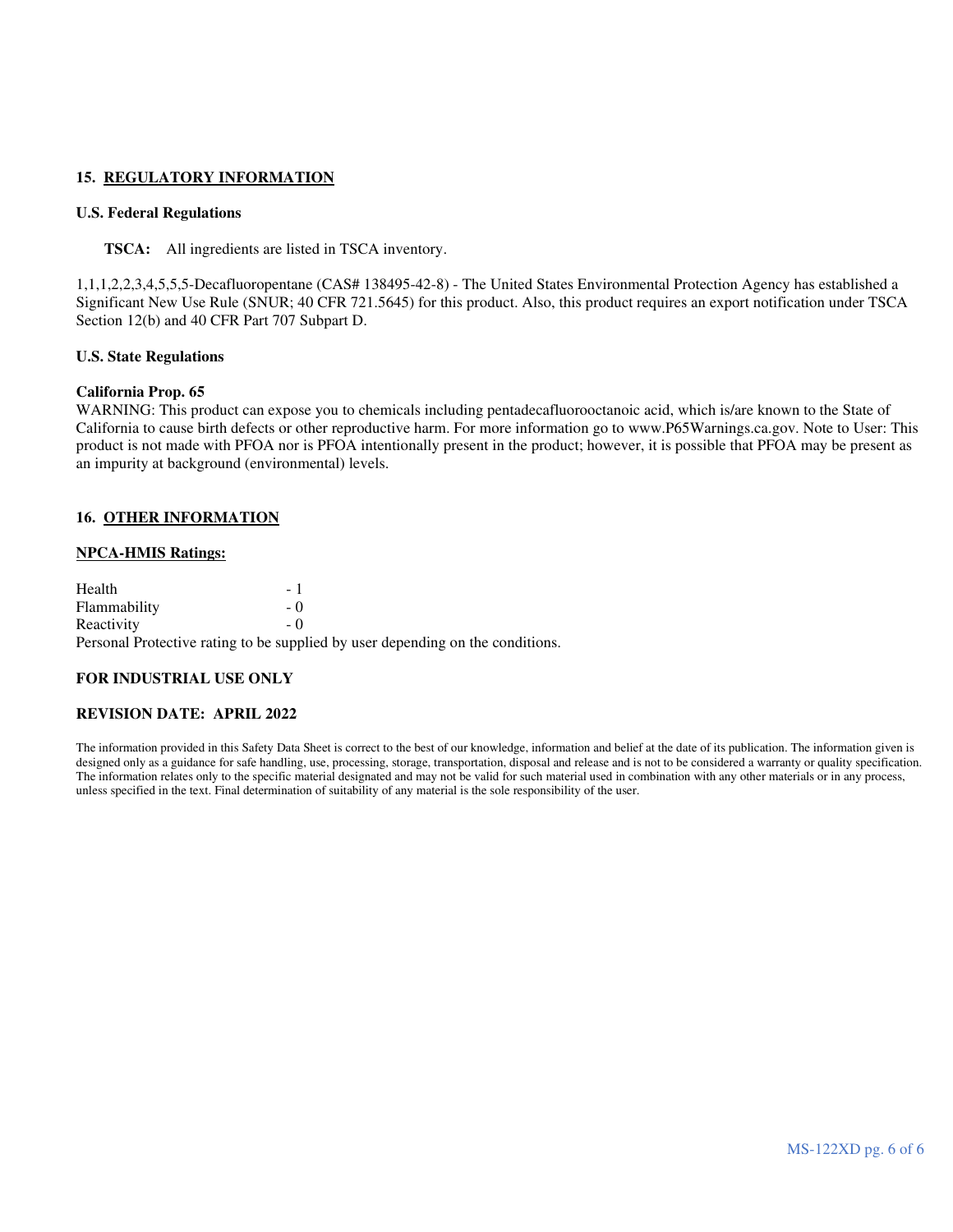## 15. REGULATORY INFORMATION

### U.S. Federal Regulations

**TSCA:** All ingredients are listed in TSCA inventory.

1,1,1,2,2,3,4,5,5,5-Decafluoropentane (CAS# 138495-42-8) - The United States Environmental Protection Agency has established a Significant New Use Rule (SNUR; 40 CFR 721.5645) for this product. Also, this product requires an export notification under TSCA Section 12(b) and 40 CFR Part 707 Subpart D.

### U.S. State Regulations

**California Prop. 65**

WARNING: This product can expose you to chemicals including pentadecafluorooctanoic acid, which is/are known to the State of California to cause birth defects or other reproductive harm. For more information go to www.P65Warnings.ca.gov. Note to User: This product is not made with PFOA nor is PFOA intentionally present in the product; however, it is possible that PFOA may be present as an impurity at background (environmental) levels.

## 16. OTHER INFORMATION

**NPCA-HMIS Ratings:**

| | |
|---|---|
| Health | - 1 |
| Flammability | - 0 |
| Reactivity | - 0 |

Personal Protective rating to be supplied by user depending on the conditions.

**FOR INDUSTRIAL USE ONLY**

**REVISION DATE: APRIL 2022**

The information provided in this Safety Data Sheet is correct to the best of our knowledge, information and belief at the date of its publication. The information given is designed only as a guidance for safe handling, use, processing, storage, transportation, disposal and release and is not to be considered a warranty or quality specification. The information relates only to the specific material designated and may not be valid for such material used in combination with any other materials or in any process, unless specified in the text. Final determination of suitability of any material is the sole responsibility of the user.